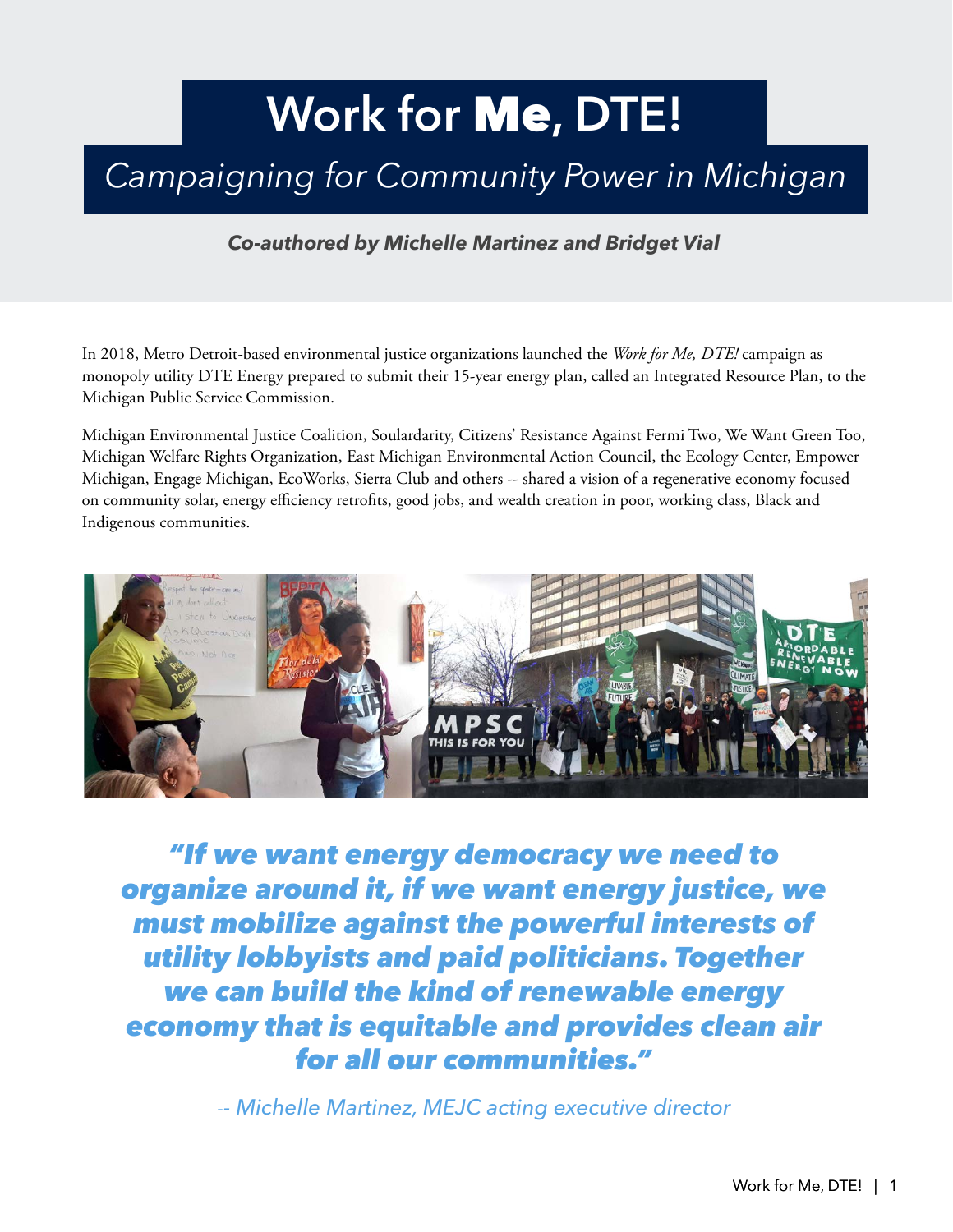# Work for Me, DTE!

## *Campaigning for Community Power in Michigan*

***Co-authored by Michelle Martinez and Bridget Vial***

In 2018, Metro Detroit-based environmental justice organizations launched the *Work for Me, DTE!* campaign as monopoly utility DTE Energy prepared to submit their 15-year energy plan, called an Integrated Resource Plan, to the Michigan Public Service Commission.

Michigan Environmental Justice Coalition, Soulardarity, Citizens' Resistance Against Fermi Two, We Want Green Too, Michigan Welfare Rights Organization, East Michigan Environmental Action Council, the Ecology Center, Empower Michigan, Engage Michigan, EcoWorks, Sierra Club and others -- shared a vision of a regenerative economy focused on community solar, energy efficiency retrofits, good jobs, and wealth creation in poor, working class, Black and Indigenous communities.

***"If we want energy democracy we need to organize around it, if we want energy justice, we must mobilize against the powerful interests of utility lobbyists and paid politicians. Together we can build the kind of renewable energy economy that is equitable and provides clean air for all our communities."***

*-- Michelle Martinez, MEJC acting executive director*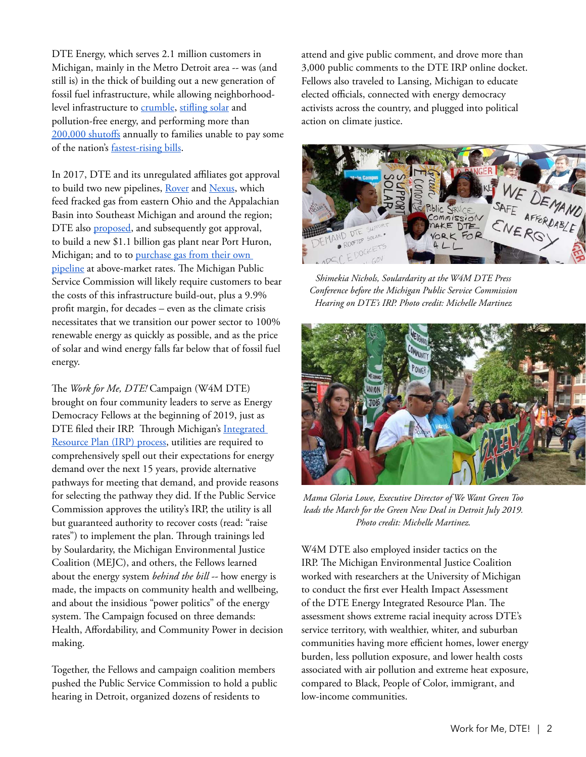DTE Energy, which serves 2.1 million customers in Michigan, mainly in the Metro Detroit area -- was (and still is) in the thick of building out a new generation of fossil fuel infrastructure, while allowing neighborhood-level infrastructure to crumble, stifling solar and pollution-free energy, and performing more than 200,000 shutoffs annually to families unable to pay some of the nation's fastest-rising bills.

In 2017, DTE and its unregulated affiliates got approval to build two new pipelines, Rover and Nexus, which feed fracked gas from eastern Ohio and the Appalachian Basin into Southeast Michigan and around the region; DTE also proposed, and subsequently got approval, to build a new $1.1 billion gas plant near Port Huron, Michigan; and to to purchase gas from their own pipeline at above-market rates. The Michigan Public Service Commission will likely require customers to bear the costs of this infrastructure build-out, plus a 9.9% profit margin, for decades – even as the climate crisis necessitates that we transition our power sector to 100% renewable energy as quickly as possible, and as the price of solar and wind energy falls far below that of fossil fuel energy.

The *Work for Me, DTE!* Campaign (W4M DTE) brought on four community leaders to serve as Energy Democracy Fellows at the beginning of 2019, just as DTE filed their IRP. Through Michigan's Integrated Resource Plan (IRP) process, utilities are required to comprehensively spell out their expectations for energy demand over the next 15 years, provide alternative pathways for meeting that demand, and provide reasons for selecting the pathway they did. If the Public Service Commission approves the utility's IRP, the utility is all but guaranteed authority to recover costs (read: "raise rates") to implement the plan. Through trainings led by Soulardarity, the Michigan Environmental Justice Coalition (MEJC), and others, the Fellows learned about the energy system *behind the bill* -- how energy is made, the impacts on community health and wellbeing, and about the insidious "power politics" of the energy system. The Campaign focused on three demands: Health, Affordability, and Community Power in decision making.

Together, the Fellows and campaign coalition members pushed the Public Service Commission to hold a public hearing in Detroit, organized dozens of residents to attend and give public comment, and drove more than 3,000 public comments to the DTE IRP online docket. Fellows also traveled to Lansing, Michigan to educate elected officials, connected with energy democracy activists across the country, and plugged into political action on climate justice.

*Shimekia Nichols, Soulardarity at the W4M DTE Press Conference before the Michigan Public Service Commission Hearing on DTE's IRP. Photo credit: Michelle Martinez*

*Mama Gloria Lowe, Executive Director of We Want Green Too leads the March for the Green New Deal in Detroit July 2019. Photo credit: Michelle Martinez.*

W4M DTE also employed insider tactics on the IRP. The Michigan Environmental Justice Coalition worked with researchers at the University of Michigan to conduct the first ever Health Impact Assessment of the DTE Energy Integrated Resource Plan. The assessment shows extreme racial inequity across DTE's service territory, with wealthier, whiter, and suburban communities having more efficient homes, lower energy burden, less pollution exposure, and lower health costs associated with air pollution and extreme heat exposure, compared to Black, People of Color, immigrant, and low-income communities.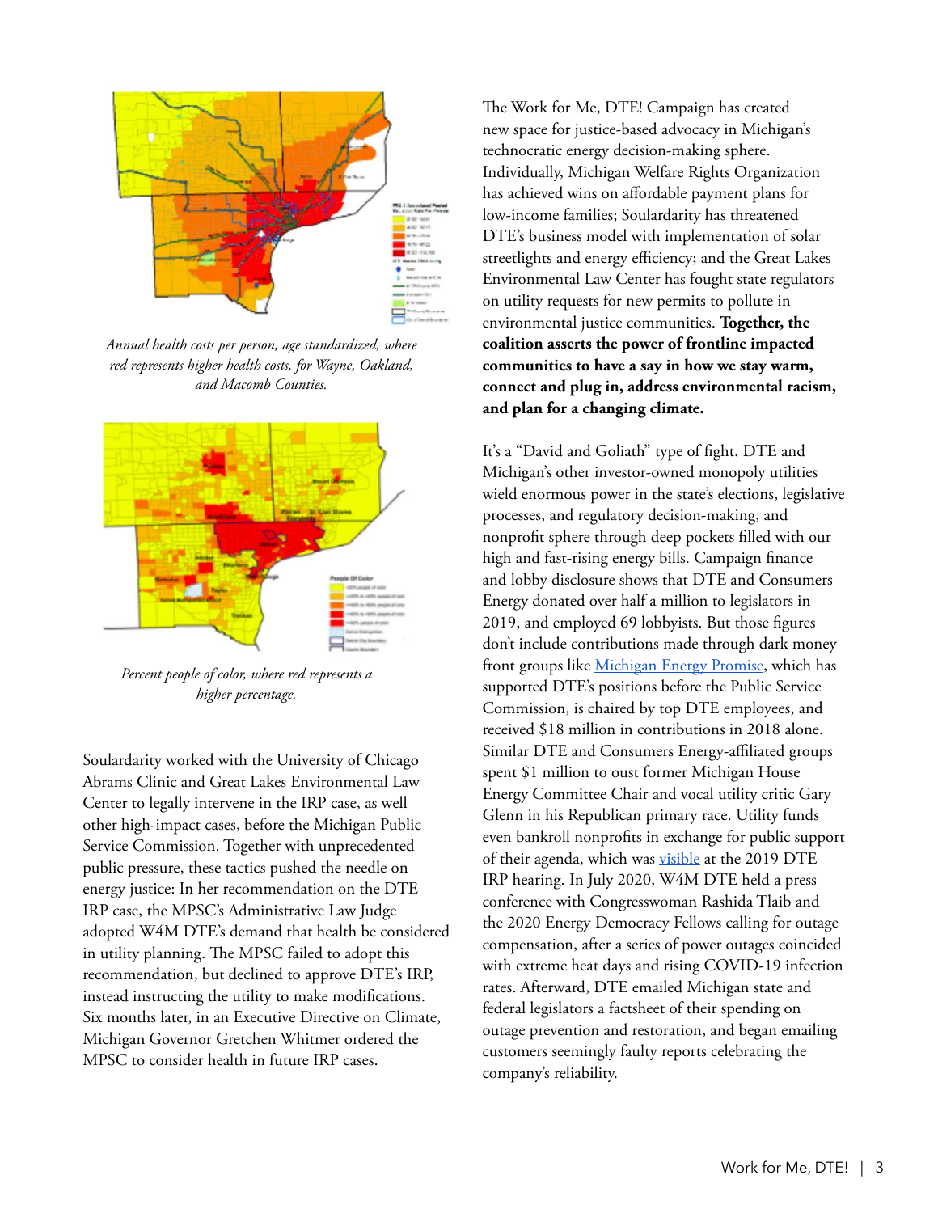*Annual health costs per person, age standardized, where red represents higher health costs, for Wayne, Oakland, and Macomb Counties.*

*Percent people of color, where red represents a higher percentage.*

Soulardarity worked with the University of Chicago Abrams Clinic and Great Lakes Environmental Law Center to legally intervene in the IRP case, as well other high-impact cases, before the Michigan Public Service Commission. Together with unprecedented public pressure, these tactics pushed the needle on energy justice: In her recommendation on the DTE IRP case, the MPSC's Administrative Law Judge adopted W4M DTE's demand that health be considered in utility planning. The MPSC failed to adopt this recommendation, but declined to approve DTE's IRP, instead instructing the utility to make modifications. Six months later, in an Executive Directive on Climate, Michigan Governor Gretchen Whitmer ordered the MPSC to consider health in future IRP cases.

The Work for Me, DTE! Campaign has created new space for justice-based advocacy in Michigan's technocratic energy decision-making sphere. Individually, Michigan Welfare Rights Organization has achieved wins on affordable payment plans for low-income families; Soulardarity has threatened DTE's business model with implementation of solar streetlights and energy efficiency; and the Great Lakes Environmental Law Center has fought state regulators on utility requests for new permits to pollute in environmental justice communities. **Together, the coalition asserts the power of frontline impacted communities to have a say in how we stay warm, connect and plug in, address environmental racism, and plan for a changing climate.**

It's a "David and Goliath" type of fight. DTE and Michigan's other investor-owned monopoly utilities wield enormous power in the state's elections, legislative processes, and regulatory decision-making, and nonprofit sphere through deep pockets filled with our high and fast-rising energy bills. Campaign finance and lobby disclosure shows that DTE and Consumers Energy donated over half a million to legislators in 2019, and employed 69 lobbyists. But those figures don't include contributions made through dark money front groups like Michigan Energy Promise, which has supported DTE's positions before the Public Service Commission, is chaired by top DTE employees, and received $18 million in contributions in 2018 alone. Similar DTE and Consumers Energy-affiliated groups spent $1 million to oust former Michigan House Energy Committee Chair and vocal utility critic Gary Glenn in his Republican primary race. Utility funds even bankroll nonprofits in exchange for public support of their agenda, which was visible at the 2019 DTE IRP hearing. In July 2020, W4M DTE held a press conference with Congresswoman Rashida Tlaib and the 2020 Energy Democracy Fellows calling for outage compensation, after a series of power outages coincided with extreme heat days and rising COVID-19 infection rates. Afterward, DTE emailed Michigan state and federal legislators a factsheet of their spending on outage prevention and restoration, and began emailing customers seemingly faulty reports celebrating the company's reliability.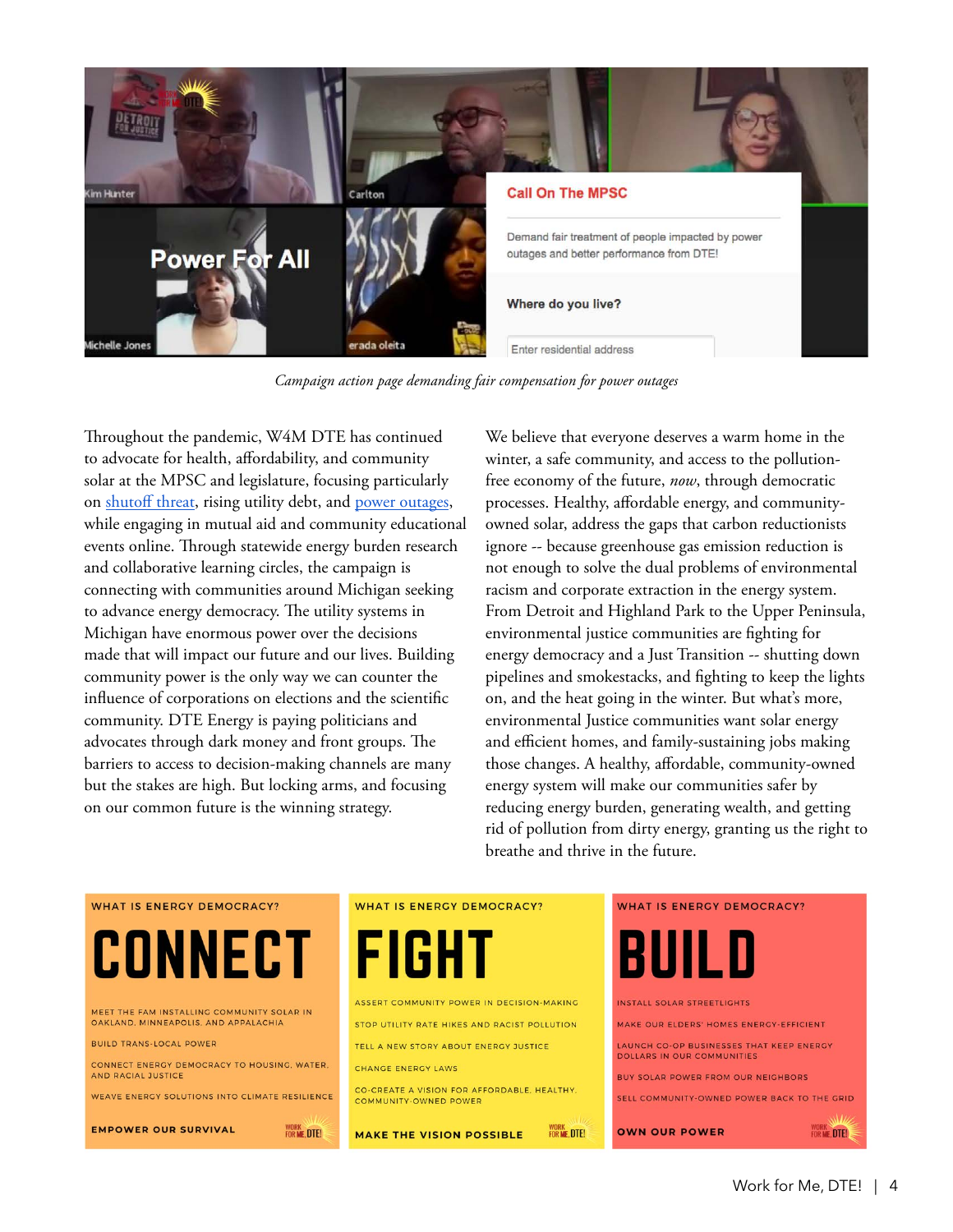*Campaign action page demanding fair compensation for power outages*

Throughout the pandemic, W4M DTE has continued to advocate for health, affordability, and community solar at the MPSC and legislature, focusing particularly on shutoff threat, rising utility debt, and power outages, while engaging in mutual aid and community educational events online. Through statewide energy burden research and collaborative learning circles, the campaign is connecting with communities around Michigan seeking to advance energy democracy. The utility systems in Michigan have enormous power over the decisions made that will impact our future and our lives. Building community power is the only way we can counter the influence of corporations on elections and the scientific community. DTE Energy is paying politicians and advocates through dark money and front groups. The barriers to access to decision-making channels are many but the stakes are high. But locking arms, and focusing on our common future is the winning strategy.

We believe that everyone deserves a warm home in the winter, a safe community, and access to the pollution-free economy of the future, *now*, through democratic processes. Healthy, affordable energy, and community-owned solar, address the gaps that carbon reductionists ignore -- because greenhouse gas emission reduction is not enough to solve the dual problems of environmental racism and corporate extraction in the energy system. From Detroit and Highland Park to the Upper Peninsula, environmental justice communities are fighting for energy democracy and a Just Transition -- shutting down pipelines and smokestacks, and fighting to keep the lights on, and the heat going in the winter. But what's more, environmental Justice communities want solar energy and efficient homes, and family-sustaining jobs making those changes. A healthy, affordable, community-owned energy system will make our communities safer by reducing energy burden, generating wealth, and getting rid of pollution from dirty energy, granting us the right to breathe and thrive in the future.

WHAT IS ENERGY DEMOCRACY?

## CONNECT

- MEET THE FAM INSTALLING COMMUNITY SOLAR IN OAKLAND, MINNEAPOLIS, AND APPALACHIA
- BUILD TRANS-LOCAL POWER
- CONNECT ENERGY DEMOCRACY TO HOUSING, WATER, AND RACIAL JUSTICE
- WEAVE ENERGY SOLUTIONS INTO CLIMATE RESILIENCE

**EMPOWER OUR SURVIVAL**

WHAT IS ENERGY DEMOCRACY?

## FIGHT

- ASSERT COMMUNITY POWER IN DECISION-MAKING
- STOP UTILITY RATE HIKES AND RACIST POLLUTION
- TELL A NEW STORY ABOUT ENERGY JUSTICE
- CHANGE ENERGY LAWS
- CO-CREATE A VISION FOR AFFORDABLE, HEALTHY, COMMUNITY-OWNED POWER

**MAKE THE VISION POSSIBLE**

WHAT IS ENERGY DEMOCRACY?

## BUILD

- INSTALL SOLAR STREETLIGHTS
- MAKE OUR ELDERS' HOMES ENERGY-EFFICIENT
- LAUNCH CO-OP BUSINESSES THAT KEEP ENERGY DOLLARS IN OUR COMMUNITIES
- BUY SOLAR POWER FROM OUR NEIGHBORS
- SELL COMMUNITY-OWNED POWER BACK TO THE GRID

**OWN OUR POWER**